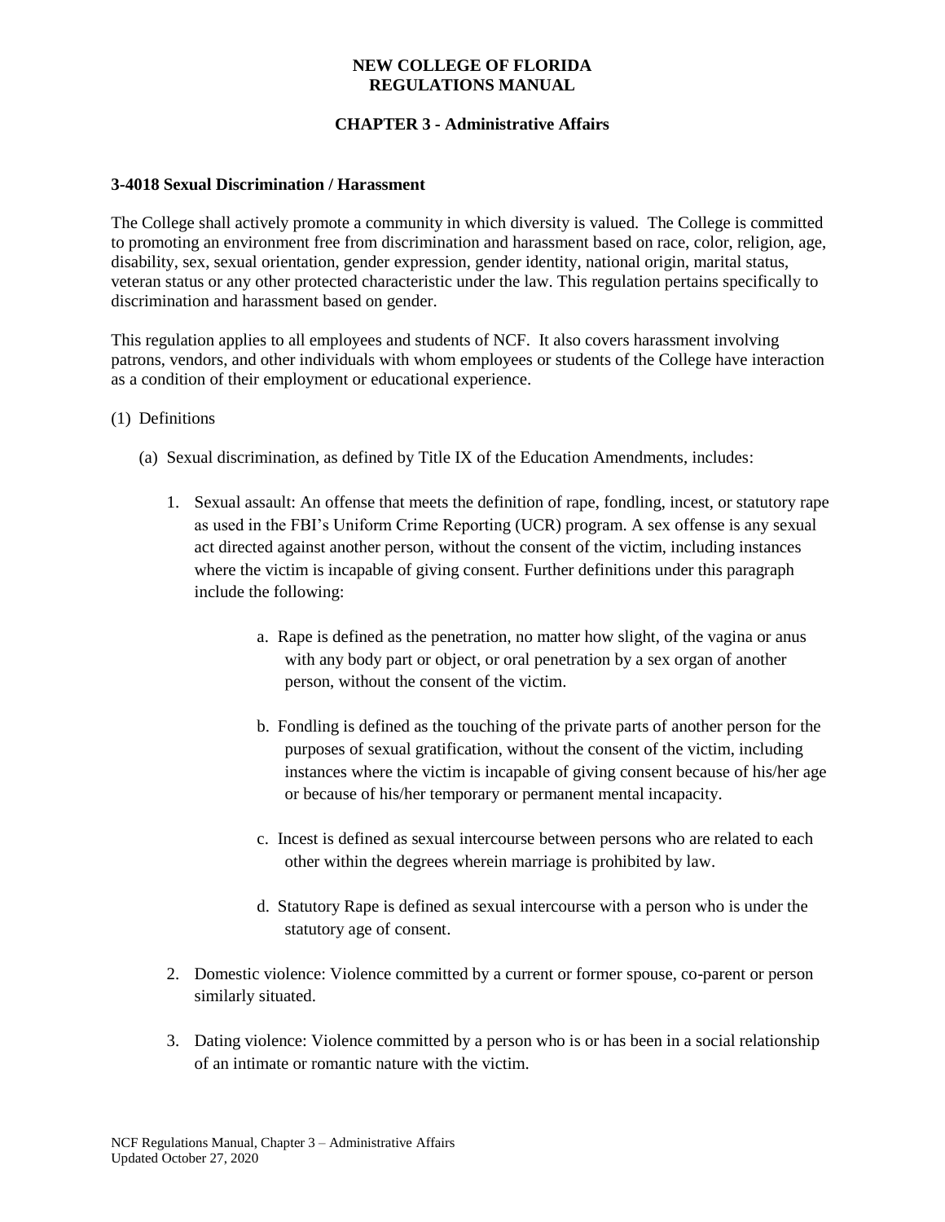**NEW COLLEGE OF FLORIDA**
**REGULATIONS MANUAL**

**CHAPTER 3 - Administrative Affairs**

### 3-4018 Sexual Discrimination / Harassment

The College shall actively promote a community in which diversity is valued. The College is committed to promoting an environment free from discrimination and harassment based on race, color, religion, age, disability, sex, sexual orientation, gender expression, gender identity, national origin, marital status, veteran status or any other protected characteristic under the law. This regulation pertains specifically to discrimination and harassment based on gender.

This regulation applies to all employees and students of NCF. It also covers harassment involving patrons, vendors, and other individuals with whom employees or students of the College have interaction as a condition of their employment or educational experience.

(1) Definitions

(a) Sexual discrimination, as defined by Title IX of the Education Amendments, includes:

1. Sexual assault: An offense that meets the definition of rape, fondling, incest, or statutory rape as used in the FBI's Uniform Crime Reporting (UCR) program. A sex offense is any sexual act directed against another person, without the consent of the victim, including instances where the victim is incapable of giving consent. Further definitions under this paragraph include the following:

   a. Rape is defined as the penetration, no matter how slight, of the vagina or anus with any body part or object, or oral penetration by a sex organ of another person, without the consent of the victim.

   b. Fondling is defined as the touching of the private parts of another person for the purposes of sexual gratification, without the consent of the victim, including instances where the victim is incapable of giving consent because of his/her age or because of his/her temporary or permanent mental incapacity.

   c. Incest is defined as sexual intercourse between persons who are related to each other within the degrees wherein marriage is prohibited by law.

   d. Statutory Rape is defined as sexual intercourse with a person who is under the statutory age of consent.

2. Domestic violence: Violence committed by a current or former spouse, co-parent or person similarly situated.

3. Dating violence: Violence committed by a person who is or has been in a social relationship of an intimate or romantic nature with the victim.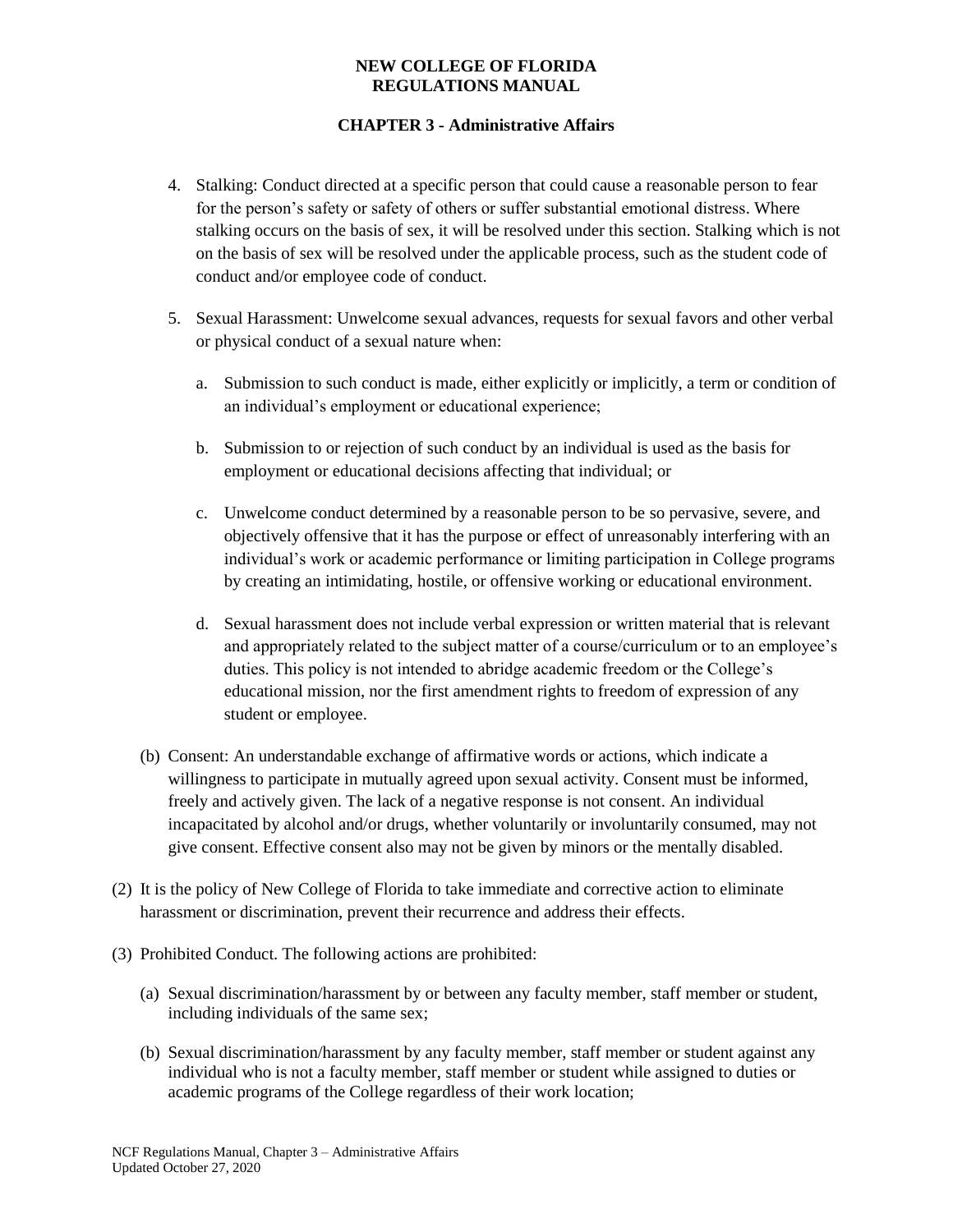4. Stalking: Conduct directed at a specific person that could cause a reasonable person to fear for the person's safety or safety of others or suffer substantial emotional distress. Where stalking occurs on the basis of sex, it will be resolved under this section. Stalking which is not on the basis of sex will be resolved under the applicable process, such as the student code of conduct and/or employee code of conduct.

5. Sexual Harassment: Unwelcome sexual advances, requests for sexual favors and other verbal or physical conduct of a sexual nature when:

   a. Submission to such conduct is made, either explicitly or implicitly, a term or condition of an individual's employment or educational experience;

   b. Submission to or rejection of such conduct by an individual is used as the basis for employment or educational decisions affecting that individual; or

   c. Unwelcome conduct determined by a reasonable person to be so pervasive, severe, and objectively offensive that it has the purpose or effect of unreasonably interfering with an individual's work or academic performance or limiting participation in College programs by creating an intimidating, hostile, or offensive working or educational environment.

   d. Sexual harassment does not include verbal expression or written material that is relevant and appropriately related to the subject matter of a course/curriculum or to an employee's duties. This policy is not intended to abridge academic freedom or the College's educational mission, nor the first amendment rights to freedom of expression of any student or employee.

(b) Consent: An understandable exchange of affirmative words or actions, which indicate a willingness to participate in mutually agreed upon sexual activity. Consent must be informed, freely and actively given. The lack of a negative response is not consent. An individual incapacitated by alcohol and/or drugs, whether voluntarily or involuntarily consumed, may not give consent. Effective consent also may not be given by minors or the mentally disabled.

(2) It is the policy of New College of Florida to take immediate and corrective action to eliminate harassment or discrimination, prevent their recurrence and address their effects.

(3) Prohibited Conduct. The following actions are prohibited:

(a) Sexual discrimination/harassment by or between any faculty member, staff member or student, including individuals of the same sex;

(b) Sexual discrimination/harassment by any faculty member, staff member or student against any individual who is not a faculty member, staff member or student while assigned to duties or academic programs of the College regardless of their work location;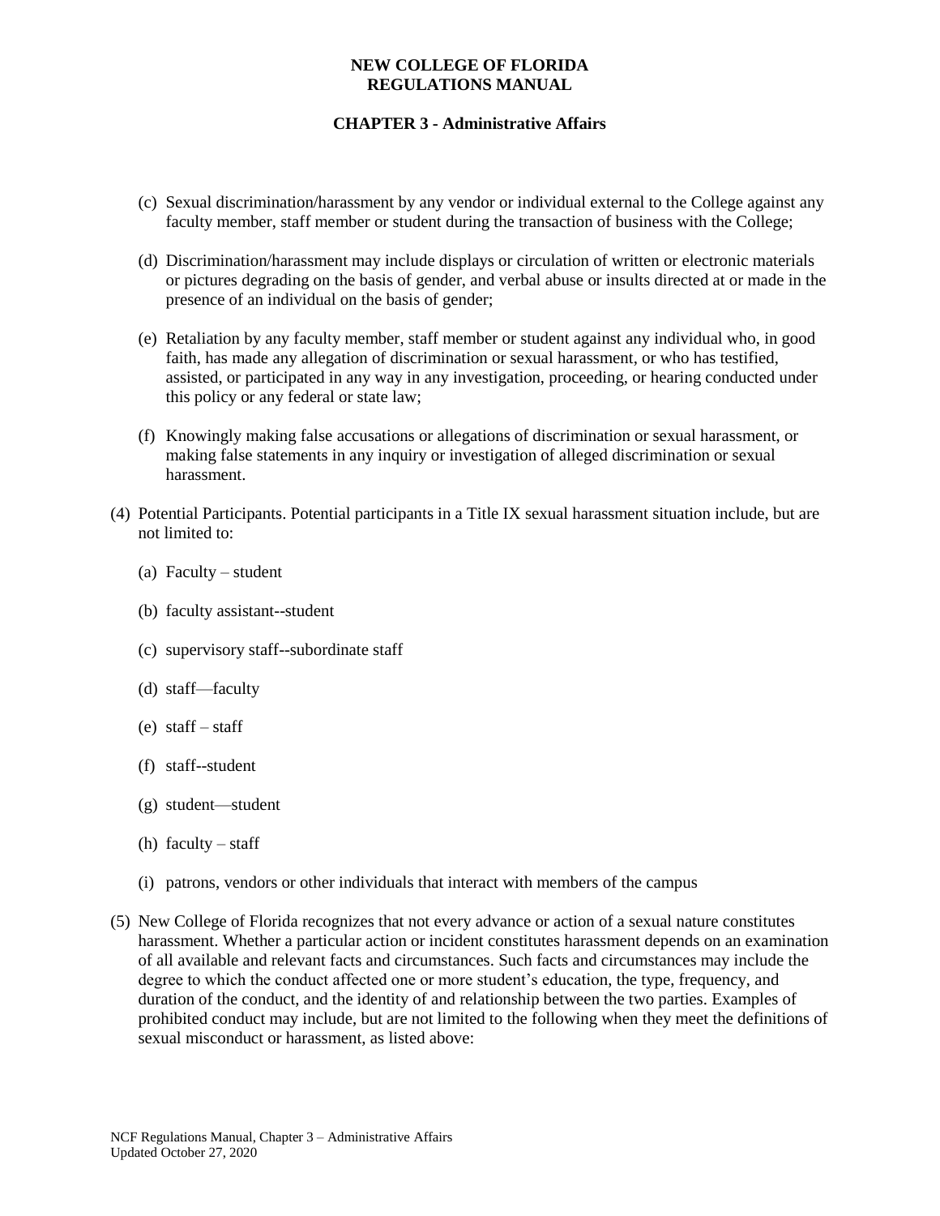(c) Sexual discrimination/harassment by any vendor or individual external to the College against any faculty member, staff member or student during the transaction of business with the College;

(d) Discrimination/harassment may include displays or circulation of written or electronic materials or pictures degrading on the basis of gender, and verbal abuse or insults directed at or made in the presence of an individual on the basis of gender;

(e) Retaliation by any faculty member, staff member or student against any individual who, in good faith, has made any allegation of discrimination or sexual harassment, or who has testified, assisted, or participated in any way in any investigation, proceeding, or hearing conducted under this policy or any federal or state law;

(f) Knowingly making false accusations or allegations of discrimination or sexual harassment, or making false statements in any inquiry or investigation of alleged discrimination or sexual harassment.

(4) Potential Participants. Potential participants in a Title IX sexual harassment situation include, but are not limited to:

(a) Faculty – student

(b) faculty assistant--student

(c) supervisory staff--subordinate staff

(d) staff—faculty

(e) staff – staff

(f) staff--student

(g) student—student

(h) faculty – staff

(i) patrons, vendors or other individuals that interact with members of the campus

(5) New College of Florida recognizes that not every advance or action of a sexual nature constitutes harassment. Whether a particular action or incident constitutes harassment depends on an examination of all available and relevant facts and circumstances. Such facts and circumstances may include the degree to which the conduct affected one or more student's education, the type, frequency, and duration of the conduct, and the identity of and relationship between the two parties. Examples of prohibited conduct may include, but are not limited to the following when they meet the definitions of sexual misconduct or harassment, as listed above: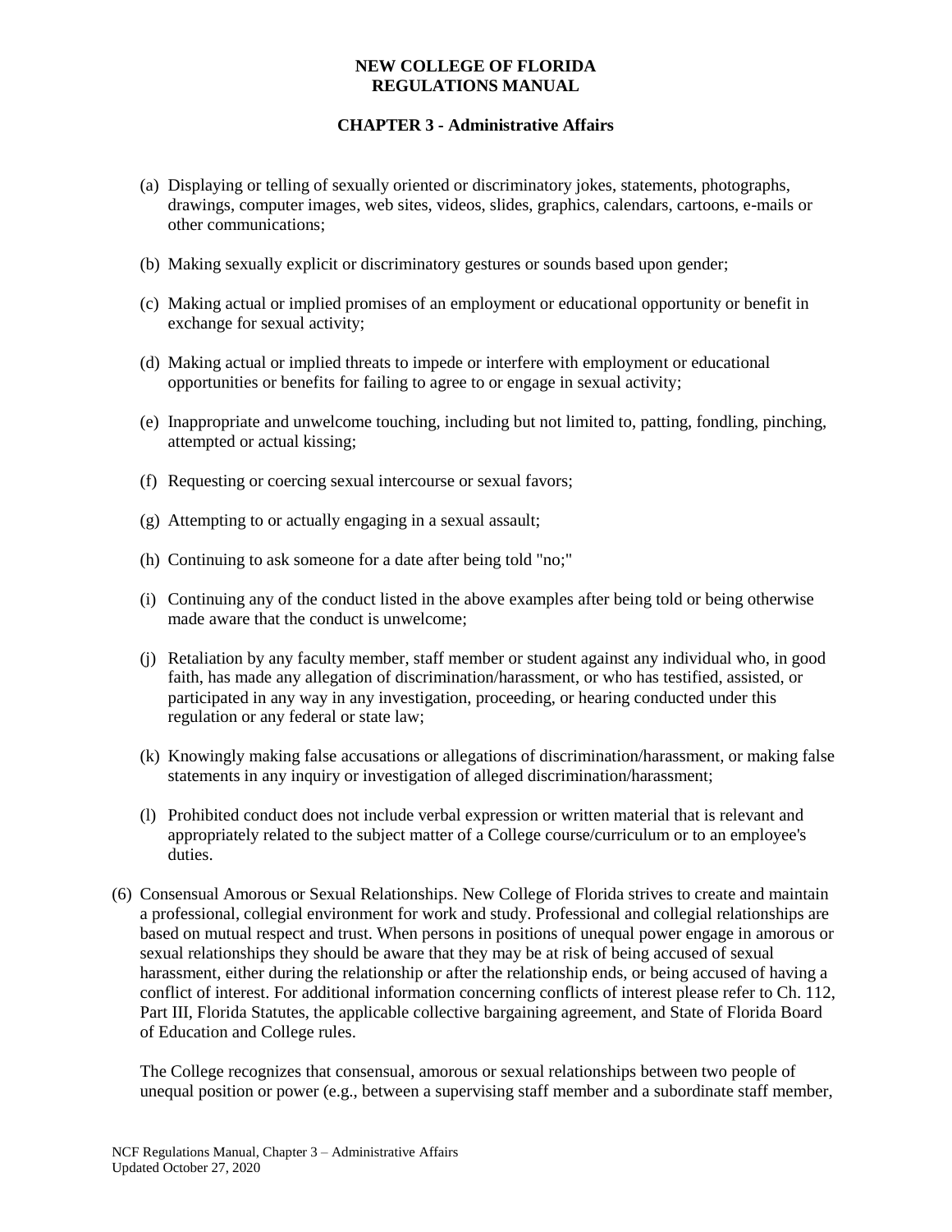(a) Displaying or telling of sexually oriented or discriminatory jokes, statements, photographs, drawings, computer images, web sites, videos, slides, graphics, calendars, cartoons, e-mails or other communications;

(b) Making sexually explicit or discriminatory gestures or sounds based upon gender;

(c) Making actual or implied promises of an employment or educational opportunity or benefit in exchange for sexual activity;

(d) Making actual or implied threats to impede or interfere with employment or educational opportunities or benefits for failing to agree to or engage in sexual activity;

(e) Inappropriate and unwelcome touching, including but not limited to, patting, fondling, pinching, attempted or actual kissing;

(f) Requesting or coercing sexual intercourse or sexual favors;

(g) Attempting to or actually engaging in a sexual assault;

(h) Continuing to ask someone for a date after being told "no;"

(i) Continuing any of the conduct listed in the above examples after being told or being otherwise made aware that the conduct is unwelcome;

(j) Retaliation by any faculty member, staff member or student against any individual who, in good faith, has made any allegation of discrimination/harassment, or who has testified, assisted, or participated in any way in any investigation, proceeding, or hearing conducted under this regulation or any federal or state law;

(k) Knowingly making false accusations or allegations of discrimination/harassment, or making false statements in any inquiry or investigation of alleged discrimination/harassment;

(l) Prohibited conduct does not include verbal expression or written material that is relevant and appropriately related to the subject matter of a College course/curriculum or to an employee's duties.

(6) Consensual Amorous or Sexual Relationships. New College of Florida strives to create and maintain a professional, collegial environment for work and study. Professional and collegial relationships are based on mutual respect and trust. When persons in positions of unequal power engage in amorous or sexual relationships they should be aware that they may be at risk of being accused of sexual harassment, either during the relationship or after the relationship ends, or being accused of having a conflict of interest. For additional information concerning conflicts of interest please refer to Ch. 112, Part III, Florida Statutes, the applicable collective bargaining agreement, and State of Florida Board of Education and College rules.

The College recognizes that consensual, amorous or sexual relationships between two people of unequal position or power (e.g., between a supervising staff member and a subordinate staff member,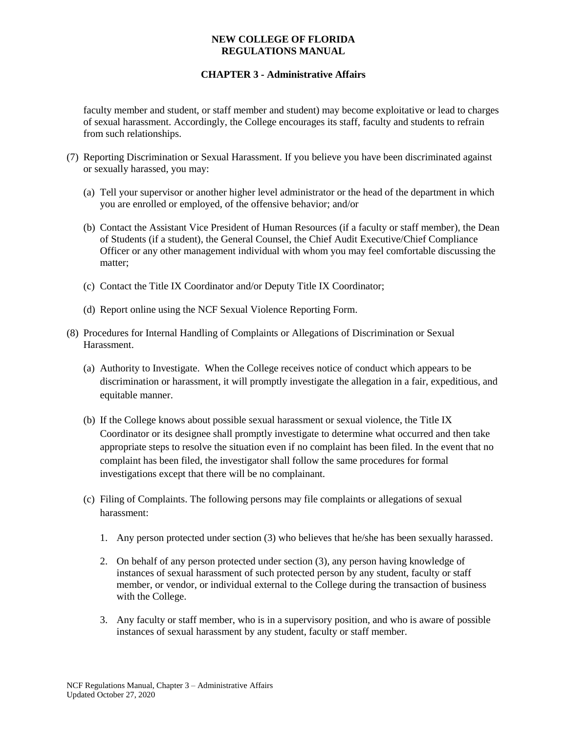faculty member and student, or staff member and student) may become exploitative or lead to charges of sexual harassment. Accordingly, the College encourages its staff, faculty and students to refrain from such relationships.

(7) Reporting Discrimination or Sexual Harassment. If you believe you have been discriminated against or sexually harassed, you may:

   (a) Tell your supervisor or another higher level administrator or the head of the department in which you are enrolled or employed, of the offensive behavior; and/or

   (b) Contact the Assistant Vice President of Human Resources (if a faculty or staff member), the Dean of Students (if a student), the General Counsel, the Chief Audit Executive/Chief Compliance Officer or any other management individual with whom you may feel comfortable discussing the matter;

   (c) Contact the Title IX Coordinator and/or Deputy Title IX Coordinator;

   (d) Report online using the NCF Sexual Violence Reporting Form.

(8) Procedures for Internal Handling of Complaints or Allegations of Discrimination or Sexual Harassment.

   (a) Authority to Investigate. When the College receives notice of conduct which appears to be discrimination or harassment, it will promptly investigate the allegation in a fair, expeditious, and equitable manner.

   (b) If the College knows about possible sexual harassment or sexual violence, the Title IX Coordinator or its designee shall promptly investigate to determine what occurred and then take appropriate steps to resolve the situation even if no complaint has been filed. In the event that no complaint has been filed, the investigator shall follow the same procedures for formal investigations except that there will be no complainant.

   (c) Filing of Complaints. The following persons may file complaints or allegations of sexual harassment:

      1. Any person protected under section (3) who believes that he/she has been sexually harassed.

      2. On behalf of any person protected under section (3), any person having knowledge of instances of sexual harassment of such protected person by any student, faculty or staff member, or vendor, or individual external to the College during the transaction of business with the College.

      3. Any faculty or staff member, who is in a supervisory position, and who is aware of possible instances of sexual harassment by any student, faculty or staff member.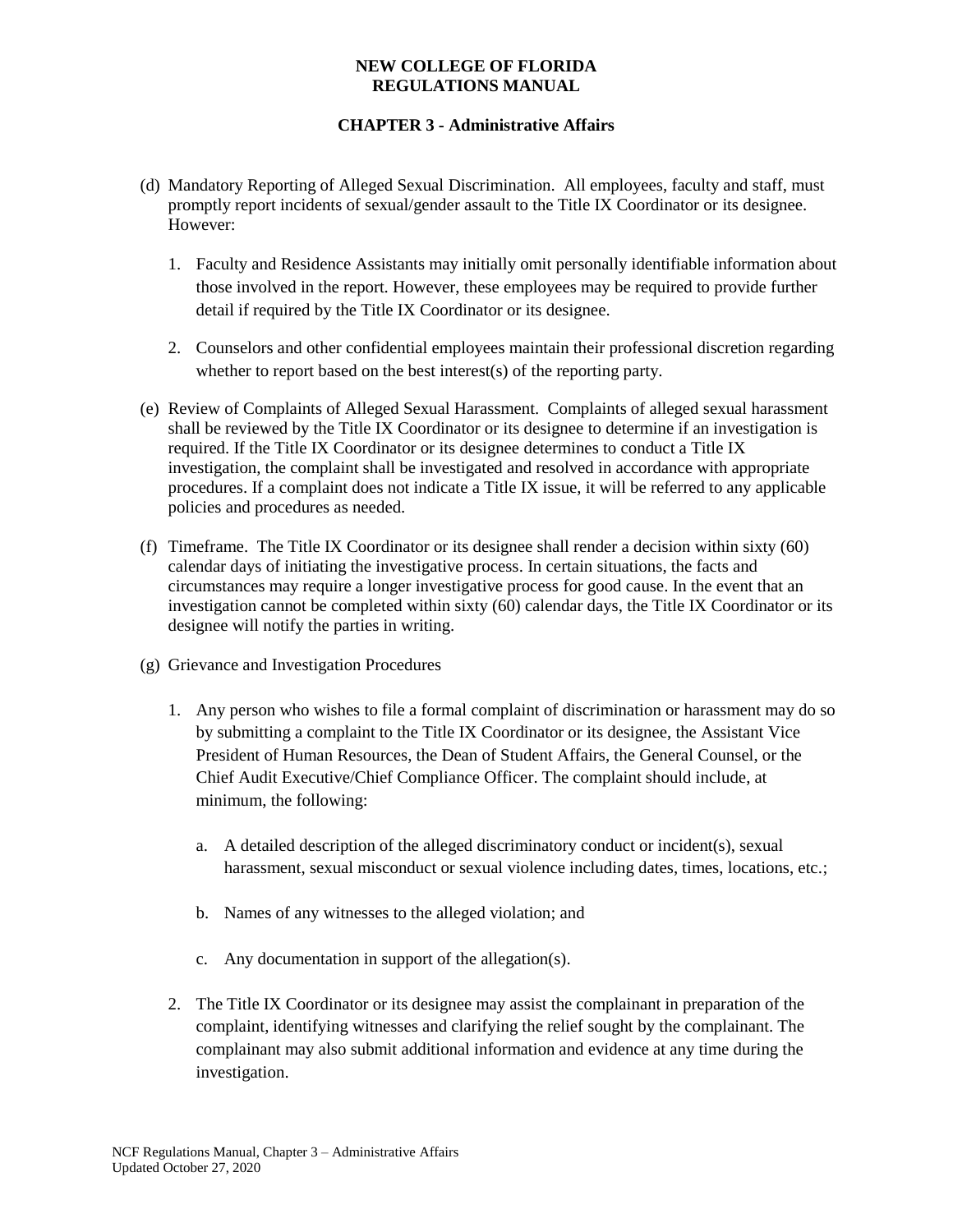(d) Mandatory Reporting of Alleged Sexual Discrimination. All employees, faculty and staff, must promptly report incidents of sexual/gender assault to the Title IX Coordinator or its designee. However:

1. Faculty and Residence Assistants may initially omit personally identifiable information about those involved in the report. However, these employees may be required to provide further detail if required by the Title IX Coordinator or its designee.

2. Counselors and other confidential employees maintain their professional discretion regarding whether to report based on the best interest(s) of the reporting party.

(e) Review of Complaints of Alleged Sexual Harassment. Complaints of alleged sexual harassment shall be reviewed by the Title IX Coordinator or its designee to determine if an investigation is required. If the Title IX Coordinator or its designee determines to conduct a Title IX investigation, the complaint shall be investigated and resolved in accordance with appropriate procedures. If a complaint does not indicate a Title IX issue, it will be referred to any applicable policies and procedures as needed.

(f) Timeframe. The Title IX Coordinator or its designee shall render a decision within sixty (60) calendar days of initiating the investigative process. In certain situations, the facts and circumstances may require a longer investigative process for good cause. In the event that an investigation cannot be completed within sixty (60) calendar days, the Title IX Coordinator or its designee will notify the parties in writing.

(g) Grievance and Investigation Procedures

1. Any person who wishes to file a formal complaint of discrimination or harassment may do so by submitting a complaint to the Title IX Coordinator or its designee, the Assistant Vice President of Human Resources, the Dean of Student Affairs, the General Counsel, or the Chief Audit Executive/Chief Compliance Officer. The complaint should include, at minimum, the following:

   a. A detailed description of the alleged discriminatory conduct or incident(s), sexual harassment, sexual misconduct or sexual violence including dates, times, locations, etc.;

   b. Names of any witnesses to the alleged violation; and

   c. Any documentation in support of the allegation(s).

2. The Title IX Coordinator or its designee may assist the complainant in preparation of the complaint, identifying witnesses and clarifying the relief sought by the complainant. The complainant may also submit additional information and evidence at any time during the investigation.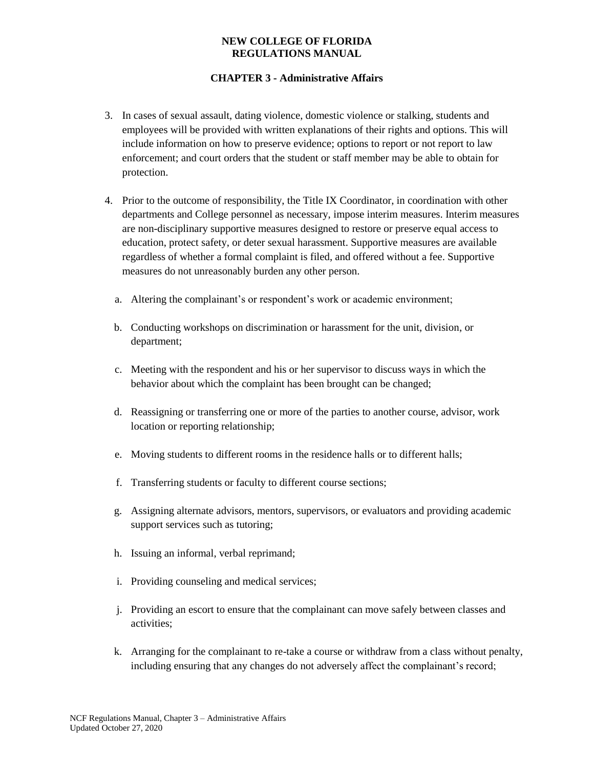3. In cases of sexual assault, dating violence, domestic violence or stalking, students and employees will be provided with written explanations of their rights and options. This will include information on how to preserve evidence; options to report or not report to law enforcement; and court orders that the student or staff member may be able to obtain for protection.

4. Prior to the outcome of responsibility, the Title IX Coordinator, in coordination with other departments and College personnel as necessary, impose interim measures. Interim measures are non-disciplinary supportive measures designed to restore or preserve equal access to education, protect safety, or deter sexual harassment. Supportive measures are available regardless of whether a formal complaint is filed, and offered without a fee. Supportive measures do not unreasonably burden any other person.

   a. Altering the complainant's or respondent's work or academic environment;

   b. Conducting workshops on discrimination or harassment for the unit, division, or department;

   c. Meeting with the respondent and his or her supervisor to discuss ways in which the behavior about which the complaint has been brought can be changed;

   d. Reassigning or transferring one or more of the parties to another course, advisor, work location or reporting relationship;

   e. Moving students to different rooms in the residence halls or to different halls;

   f. Transferring students or faculty to different course sections;

   g. Assigning alternate advisors, mentors, supervisors, or evaluators and providing academic support services such as tutoring;

   h. Issuing an informal, verbal reprimand;

   i. Providing counseling and medical services;

   j. Providing an escort to ensure that the complainant can move safely between classes and activities;

   k. Arranging for the complainant to re-take a course or withdraw from a class without penalty, including ensuring that any changes do not adversely affect the complainant's record;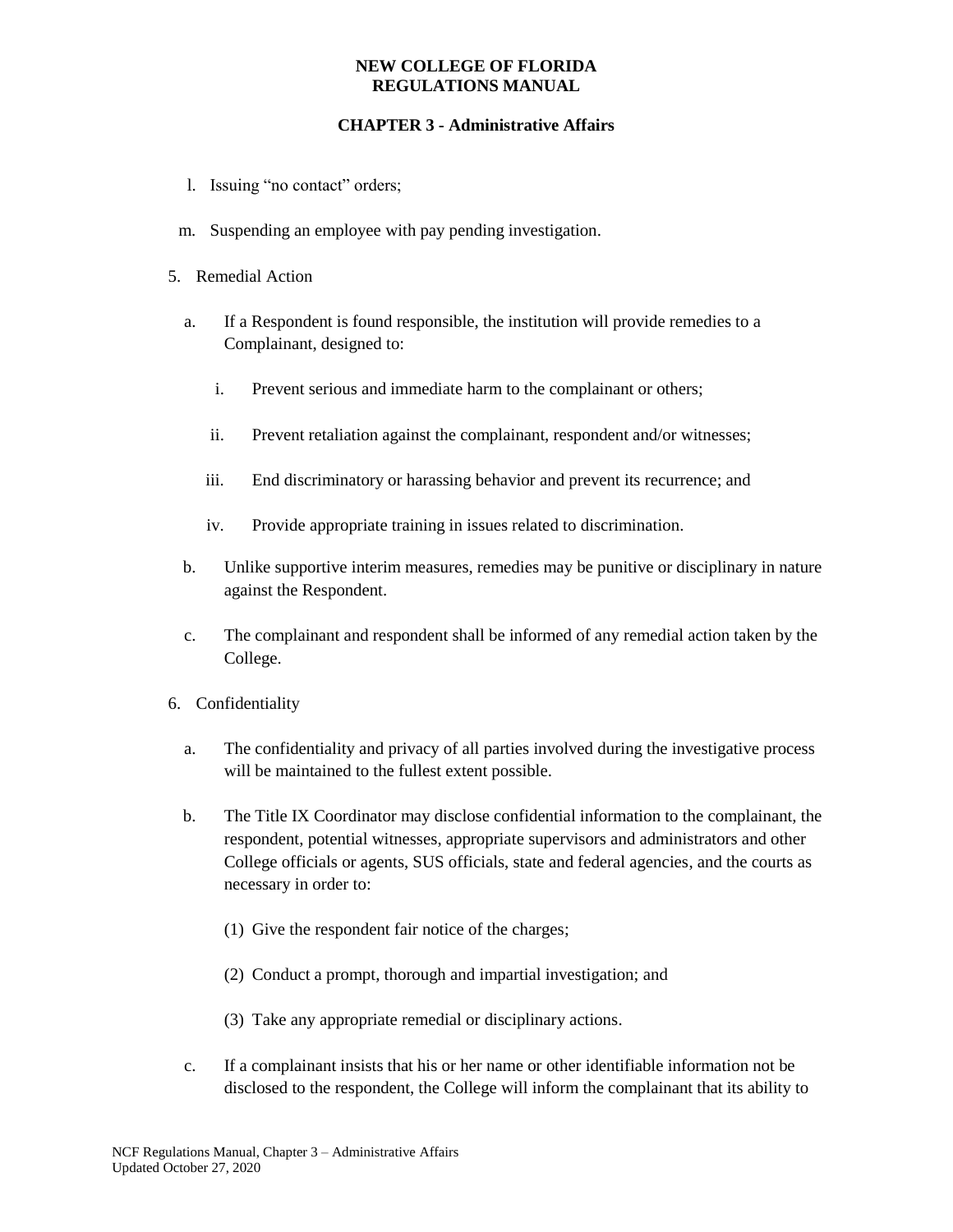l. Issuing "no contact" orders;

m. Suspending an employee with pay pending investigation.

5. Remedial Action

   a. If a Respondent is found responsible, the institution will provide remedies to a Complainant, designed to:

      i. Prevent serious and immediate harm to the complainant or others;

      ii. Prevent retaliation against the complainant, respondent and/or witnesses;

      iii. End discriminatory or harassing behavior and prevent its recurrence; and

      iv. Provide appropriate training in issues related to discrimination.

   b. Unlike supportive interim measures, remedies may be punitive or disciplinary in nature against the Respondent.

   c. The complainant and respondent shall be informed of any remedial action taken by the College.

6. Confidentiality

   a. The confidentiality and privacy of all parties involved during the investigative process will be maintained to the fullest extent possible.

   b. The Title IX Coordinator may disclose confidential information to the complainant, the respondent, potential witnesses, appropriate supervisors and administrators and other College officials or agents, SUS officials, state and federal agencies, and the courts as necessary in order to:

      (1) Give the respondent fair notice of the charges;

      (2) Conduct a prompt, thorough and impartial investigation; and

      (3) Take any appropriate remedial or disciplinary actions.

   c. If a complainant insists that his or her name or other identifiable information not be disclosed to the respondent, the College will inform the complainant that its ability to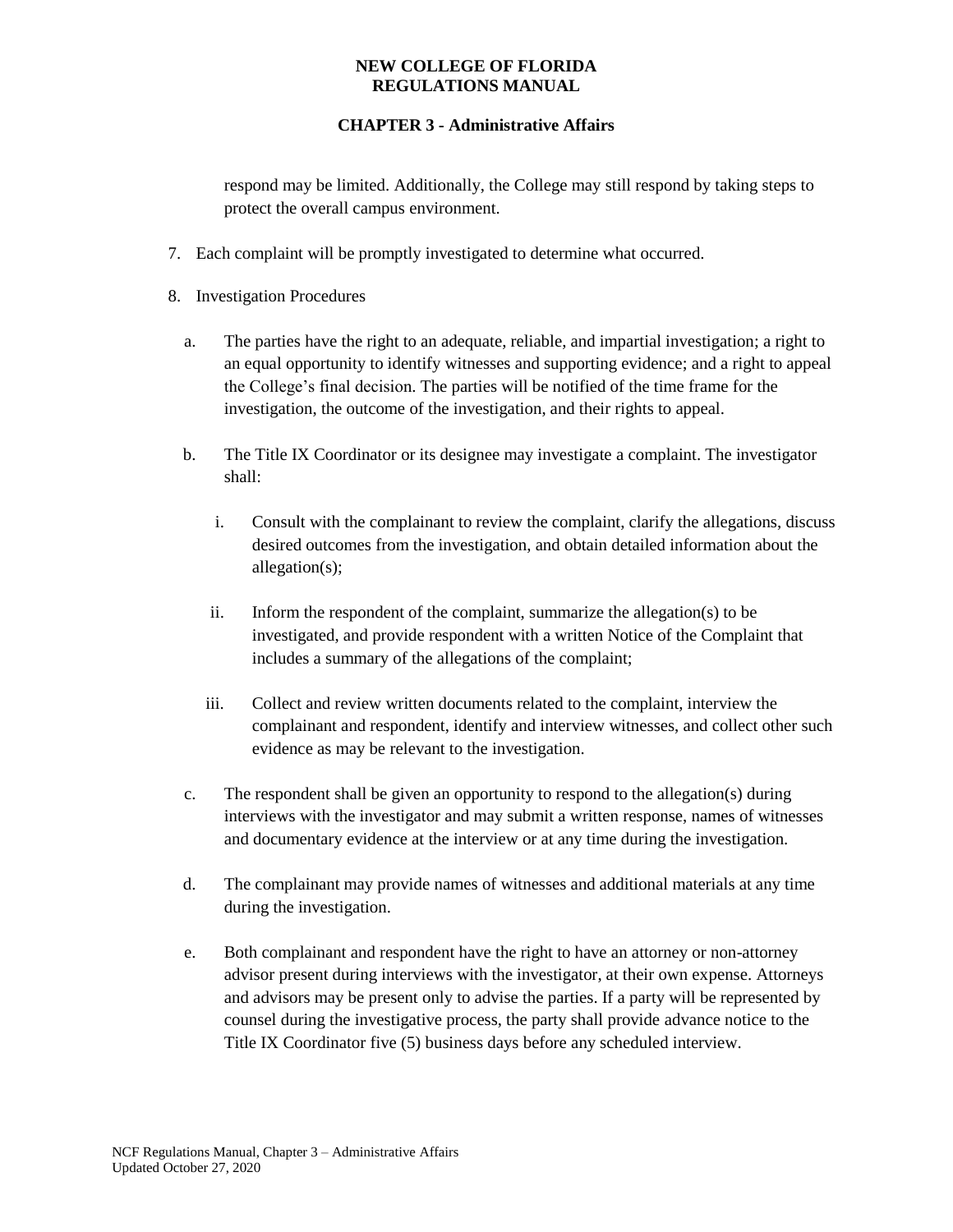respond may be limited. Additionally, the College may still respond by taking steps to protect the overall campus environment.

7. Each complaint will be promptly investigated to determine what occurred.

8. Investigation Procedures

   a. The parties have the right to an adequate, reliable, and impartial investigation; a right to an equal opportunity to identify witnesses and supporting evidence; and a right to appeal the College's final decision. The parties will be notified of the time frame for the investigation, the outcome of the investigation, and their rights to appeal.

   b. The Title IX Coordinator or its designee may investigate a complaint. The investigator shall:

      i. Consult with the complainant to review the complaint, clarify the allegations, discuss desired outcomes from the investigation, and obtain detailed information about the allegation(s);

      ii. Inform the respondent of the complaint, summarize the allegation(s) to be investigated, and provide respondent with a written Notice of the Complaint that includes a summary of the allegations of the complaint;

      iii. Collect and review written documents related to the complaint, interview the complainant and respondent, identify and interview witnesses, and collect other such evidence as may be relevant to the investigation.

   c. The respondent shall be given an opportunity to respond to the allegation(s) during interviews with the investigator and may submit a written response, names of witnesses and documentary evidence at the interview or at any time during the investigation.

   d. The complainant may provide names of witnesses and additional materials at any time during the investigation.

   e. Both complainant and respondent have the right to have an attorney or non-attorney advisor present during interviews with the investigator, at their own expense. Attorneys and advisors may be present only to advise the parties. If a party will be represented by counsel during the investigative process, the party shall provide advance notice to the Title IX Coordinator five (5) business days before any scheduled interview.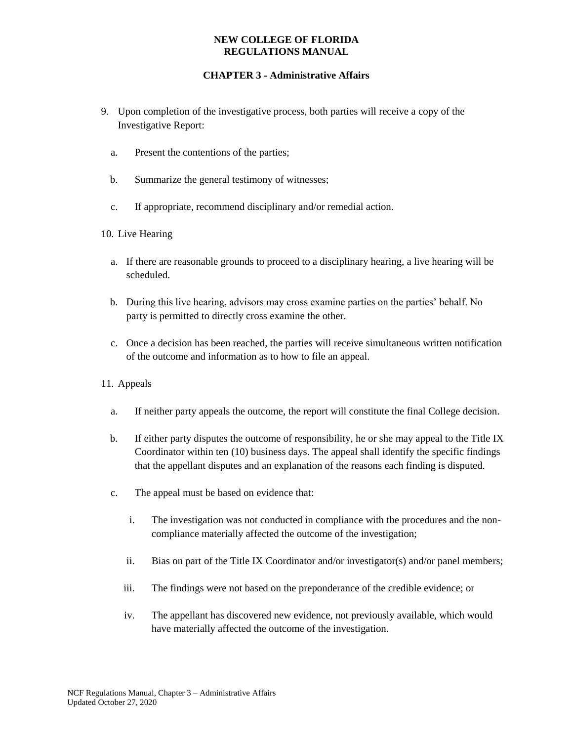9. Upon completion of the investigative process, both parties will receive a copy of the Investigative Report:

   a. Present the contentions of the parties;

   b. Summarize the general testimony of witnesses;

   c. If appropriate, recommend disciplinary and/or remedial action.

10. Live Hearing

    a. If there are reasonable grounds to proceed to a disciplinary hearing, a live hearing will be scheduled.

    b. During this live hearing, advisors may cross examine parties on the parties' behalf. No party is permitted to directly cross examine the other.

    c. Once a decision has been reached, the parties will receive simultaneous written notification of the outcome and information as to how to file an appeal.

11. Appeals

    a. If neither party appeals the outcome, the report will constitute the final College decision.

    b. If either party disputes the outcome of responsibility, he or she may appeal to the Title IX Coordinator within ten (10) business days. The appeal shall identify the specific findings that the appellant disputes and an explanation of the reasons each finding is disputed.

    c. The appeal must be based on evidence that:

       i. The investigation was not conducted in compliance with the procedures and the non-compliance materially affected the outcome of the investigation;

       ii. Bias on part of the Title IX Coordinator and/or investigator(s) and/or panel members;

       iii. The findings were not based on the preponderance of the credible evidence; or

       iv. The appellant has discovered new evidence, not previously available, which would have materially affected the outcome of the investigation.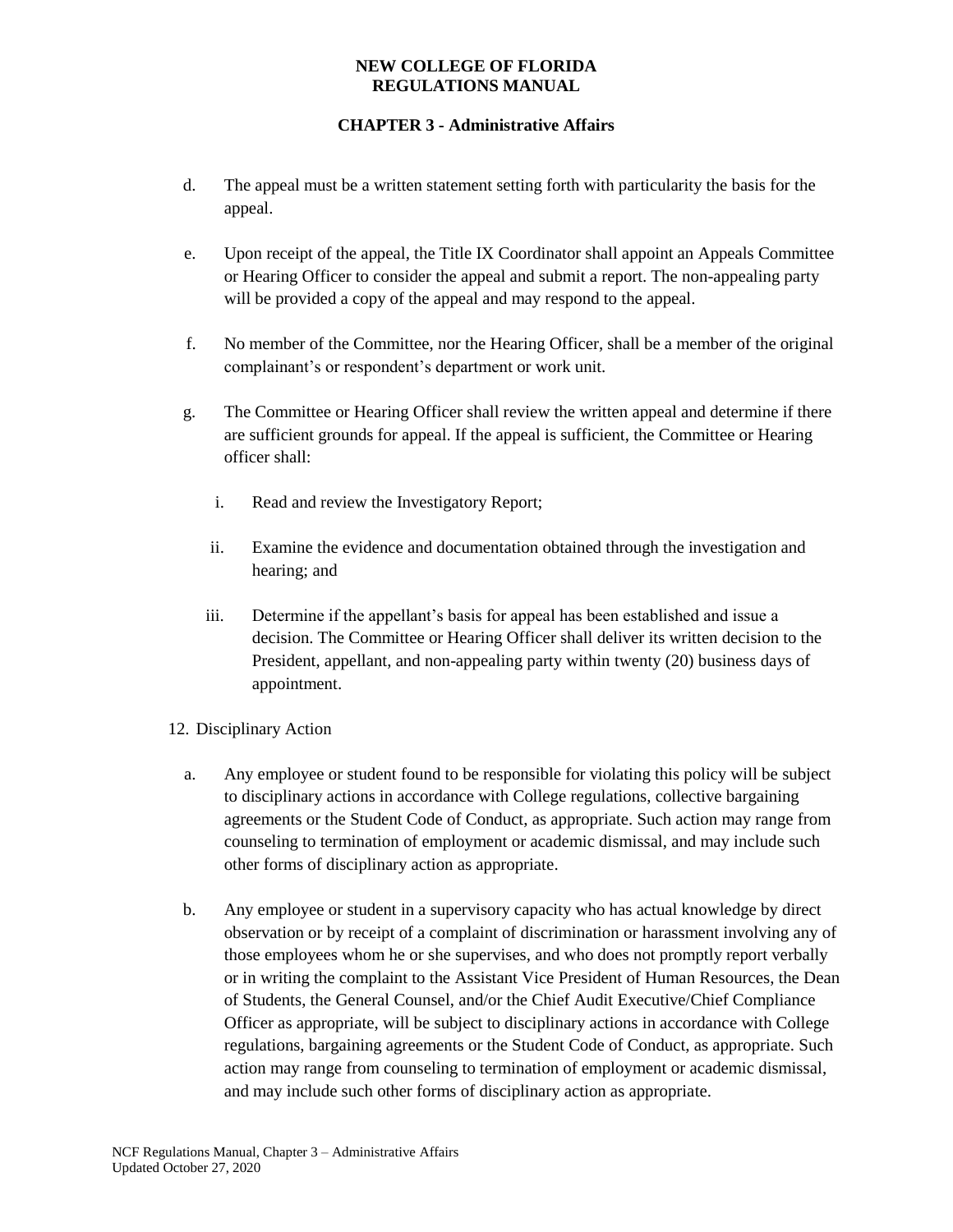d. The appeal must be a written statement setting forth with particularity the basis for the appeal.

e. Upon receipt of the appeal, the Title IX Coordinator shall appoint an Appeals Committee or Hearing Officer to consider the appeal and submit a report. The non-appealing party will be provided a copy of the appeal and may respond to the appeal.

f. No member of the Committee, nor the Hearing Officer, shall be a member of the original complainant's or respondent's department or work unit.

g. The Committee or Hearing Officer shall review the written appeal and determine if there are sufficient grounds for appeal. If the appeal is sufficient, the Committee or Hearing officer shall:

   i. Read and review the Investigatory Report;

   ii. Examine the evidence and documentation obtained through the investigation and hearing; and

   iii. Determine if the appellant's basis for appeal has been established and issue a decision. The Committee or Hearing Officer shall deliver its written decision to the President, appellant, and non-appealing party within twenty (20) business days of appointment.

12. Disciplinary Action

   a. Any employee or student found to be responsible for violating this policy will be subject to disciplinary actions in accordance with College regulations, collective bargaining agreements or the Student Code of Conduct, as appropriate. Such action may range from counseling to termination of employment or academic dismissal, and may include such other forms of disciplinary action as appropriate.

   b. Any employee or student in a supervisory capacity who has actual knowledge by direct observation or by receipt of a complaint of discrimination or harassment involving any of those employees whom he or she supervises, and who does not promptly report verbally or in writing the complaint to the Assistant Vice President of Human Resources, the Dean of Students, the General Counsel, and/or the Chief Audit Executive/Chief Compliance Officer as appropriate, will be subject to disciplinary actions in accordance with College regulations, bargaining agreements or the Student Code of Conduct, as appropriate. Such action may range from counseling to termination of employment or academic dismissal, and may include such other forms of disciplinary action as appropriate.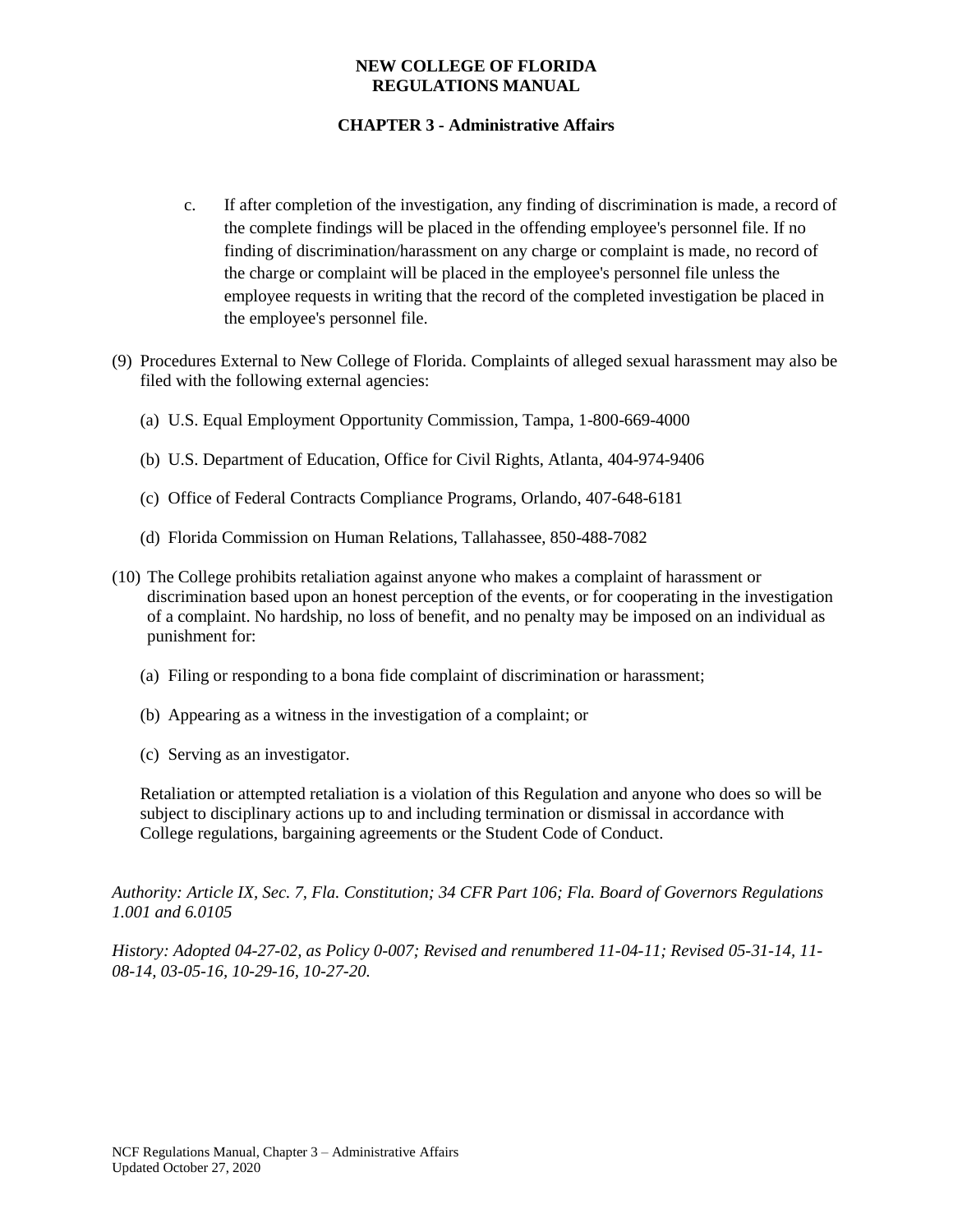c. If after completion of the investigation, any finding of discrimination is made, a record of the complete findings will be placed in the offending employee's personnel file. If no finding of discrimination/harassment on any charge or complaint is made, no record of the charge or complaint will be placed in the employee's personnel file unless the employee requests in writing that the record of the completed investigation be placed in the employee's personnel file.

(9) Procedures External to New College of Florida. Complaints of alleged sexual harassment may also be filed with the following external agencies:

(a) U.S. Equal Employment Opportunity Commission, Tampa, 1-800-669-4000

(b) U.S. Department of Education, Office for Civil Rights, Atlanta, 404-974-9406

(c) Office of Federal Contracts Compliance Programs, Orlando, 407-648-6181

(d) Florida Commission on Human Relations, Tallahassee, 850-488-7082

(10) The College prohibits retaliation against anyone who makes a complaint of harassment or discrimination based upon an honest perception of the events, or for cooperating in the investigation of a complaint. No hardship, no loss of benefit, and no penalty may be imposed on an individual as punishment for:

(a) Filing or responding to a bona fide complaint of discrimination or harassment;

(b) Appearing as a witness in the investigation of a complaint; or

(c) Serving as an investigator.

Retaliation or attempted retaliation is a violation of this Regulation and anyone who does so will be subject to disciplinary actions up to and including termination or dismissal in accordance with College regulations, bargaining agreements or the Student Code of Conduct.

*Authority: Article IX, Sec. 7, Fla. Constitution; 34 CFR Part 106; Fla. Board of Governors Regulations 1.001 and 6.0105*

*History: Adopted 04-27-02, as Policy 0-007; Revised and renumbered 11-04-11; Revised 05-31-14, 11-08-14, 03-05-16, 10-29-16, 10-27-20.*